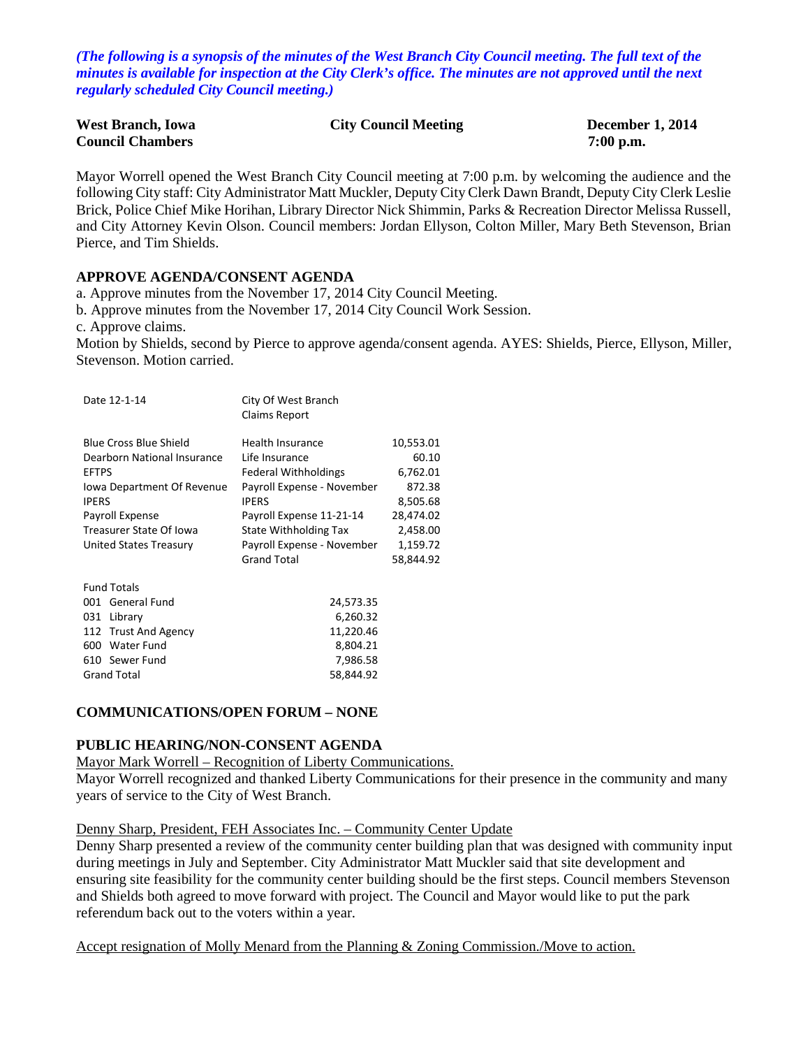*(The following is a synopsis of the minutes of the West Branch City Council meeting. The full text of the minutes is available for inspection at the City Clerk's office. The minutes are not approved until the next regularly scheduled City Council meeting.)*

**West Branch, Iowa** **City Council Meeting** **December 1, 2014**
**Council Chambers** **7:00 p.m.**

Mayor Worrell opened the West Branch City Council meeting at 7:00 p.m. by welcoming the audience and the following City staff: City Administrator Matt Muckler, Deputy City Clerk Dawn Brandt, Deputy City Clerk Leslie Brick, Police Chief Mike Horihan, Library Director Nick Shimmin, Parks & Recreation Director Melissa Russell, and City Attorney Kevin Olson. Council members: Jordan Ellyson, Colton Miller, Mary Beth Stevenson, Brian Pierce, and Tim Shields.

**APPROVE AGENDA/CONSENT AGENDA**

a. Approve minutes from the November 17, 2014 City Council Meeting.
b. Approve minutes from the November 17, 2014 City Council Work Session.
c. Approve claims.

Motion by Shields, second by Pierce to approve agenda/consent agenda. AYES: Shields, Pierce, Ellyson, Miller, Stevenson. Motion carried.

| Date 12-1-14 | City Of West Branch Claims Report | |
|---|---|---|
| Blue Cross Blue Shield | Health Insurance | 10,553.01 |
| Dearborn National Insurance | Life Insurance | 60.10 |
| EFTPS | Federal Withholdings | 6,762.01 |
| Iowa Department Of Revenue | Payroll Expense - November | 872.38 |
| IPERS | IPERS | 8,505.68 |
| Payroll Expense | Payroll Expense 11-21-14 | 28,474.02 |
| Treasurer State Of Iowa | State Withholding Tax | 2,458.00 |
| United States Treasury | Payroll Expense - November | 1,159.72 |
| | Grand Total | 58,844.92 |

| Fund Totals | |
|---|---|
| 001 General Fund | 24,573.35 |
| 031 Library | 6,260.32 |
| 112 Trust And Agency | 11,220.46 |
| 600 Water Fund | 8,804.21 |
| 610 Sewer Fund | 7,986.58 |
| Grand Total | 58,844.92 |

**COMMUNICATIONS/OPEN FORUM – NONE**

**PUBLIC HEARING/NON-CONSENT AGENDA**

Mayor Mark Worrell – Recognition of Liberty Communications.
Mayor Worrell recognized and thanked Liberty Communications for their presence in the community and many years of service to the City of West Branch.

Denny Sharp, President, FEH Associates Inc. – Community Center Update
Denny Sharp presented a review of the community center building plan that was designed with community input during meetings in July and September. City Administrator Matt Muckler said that site development and ensuring site feasibility for the community center building should be the first steps. Council members Stevenson and Shields both agreed to move forward with project. The Council and Mayor would like to put the park referendum back out to the voters within a year.

Accept resignation of Molly Menard from the Planning & Zoning Commission./Move to action.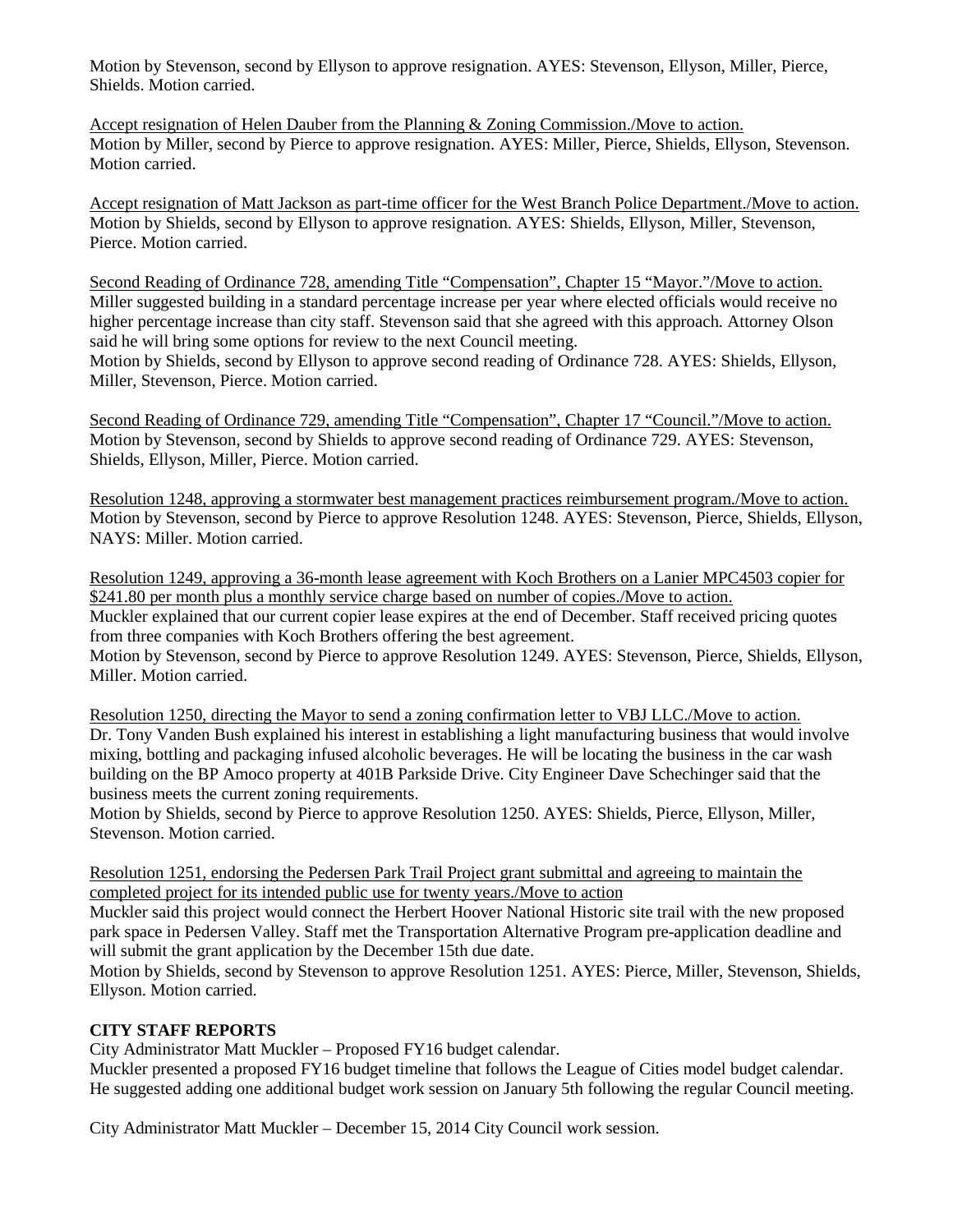Motion by Stevenson, second by Ellyson to approve resignation. AYES: Stevenson, Ellyson, Miller, Pierce, Shields. Motion carried.

Accept resignation of Helen Dauber from the Planning & Zoning Commission./Move to action.
Motion by Miller, second by Pierce to approve resignation. AYES: Miller, Pierce, Shields, Ellyson, Stevenson. Motion carried.

Accept resignation of Matt Jackson as part-time officer for the West Branch Police Department./Move to action.
Motion by Shields, second by Ellyson to approve resignation. AYES: Shields, Ellyson, Miller, Stevenson, Pierce. Motion carried.

Second Reading of Ordinance 728, amending Title "Compensation", Chapter 15 "Mayor."/Move to action.
Miller suggested building in a standard percentage increase per year where elected officials would receive no higher percentage increase than city staff. Stevenson said that she agreed with this approach. Attorney Olson said he will bring some options for review to the next Council meeting.
Motion by Shields, second by Ellyson to approve second reading of Ordinance 728. AYES: Shields, Ellyson, Miller, Stevenson, Pierce. Motion carried.

Second Reading of Ordinance 729, amending Title "Compensation", Chapter 17 "Council."/Move to action.
Motion by Stevenson, second by Shields to approve second reading of Ordinance 729. AYES: Stevenson, Shields, Ellyson, Miller, Pierce. Motion carried.

Resolution 1248, approving a stormwater best management practices reimbursement program./Move to action.
Motion by Stevenson, second by Pierce to approve Resolution 1248. AYES: Stevenson, Pierce, Shields, Ellyson, NAYS: Miller. Motion carried.

Resolution 1249, approving a 36-month lease agreement with Koch Brothers on a Lanier MPC4503 copier for $241.80 per month plus a monthly service charge based on number of copies./Move to action.
Muckler explained that our current copier lease expires at the end of December. Staff received pricing quotes from three companies with Koch Brothers offering the best agreement.
Motion by Stevenson, second by Pierce to approve Resolution 1249. AYES: Stevenson, Pierce, Shields, Ellyson, Miller. Motion carried.

Resolution 1250, directing the Mayor to send a zoning confirmation letter to VBJ LLC./Move to action.
Dr. Tony Vanden Bush explained his interest in establishing a light manufacturing business that would involve mixing, bottling and packaging infused alcoholic beverages. He will be locating the business in the car wash building on the BP Amoco property at 401B Parkside Drive. City Engineer Dave Schechinger said that the business meets the current zoning requirements.
Motion by Shields, second by Pierce to approve Resolution 1250. AYES: Shields, Pierce, Ellyson, Miller, Stevenson. Motion carried.

Resolution 1251, endorsing the Pedersen Park Trail Project grant submittal and agreeing to maintain the completed project for its intended public use for twenty years./Move to action
Muckler said this project would connect the Herbert Hoover National Historic site trail with the new proposed park space in Pedersen Valley. Staff met the Transportation Alternative Program pre-application deadline and will submit the grant application by the December 15th due date.
Motion by Shields, second by Stevenson to approve Resolution 1251. AYES: Pierce, Miller, Stevenson, Shields, Ellyson. Motion carried.

**CITY STAFF REPORTS**

City Administrator Matt Muckler – Proposed FY16 budget calendar.
Muckler presented a proposed FY16 budget timeline that follows the League of Cities model budget calendar. He suggested adding one additional budget work session on January 5th following the regular Council meeting.

City Administrator Matt Muckler – December 15, 2014 City Council work session.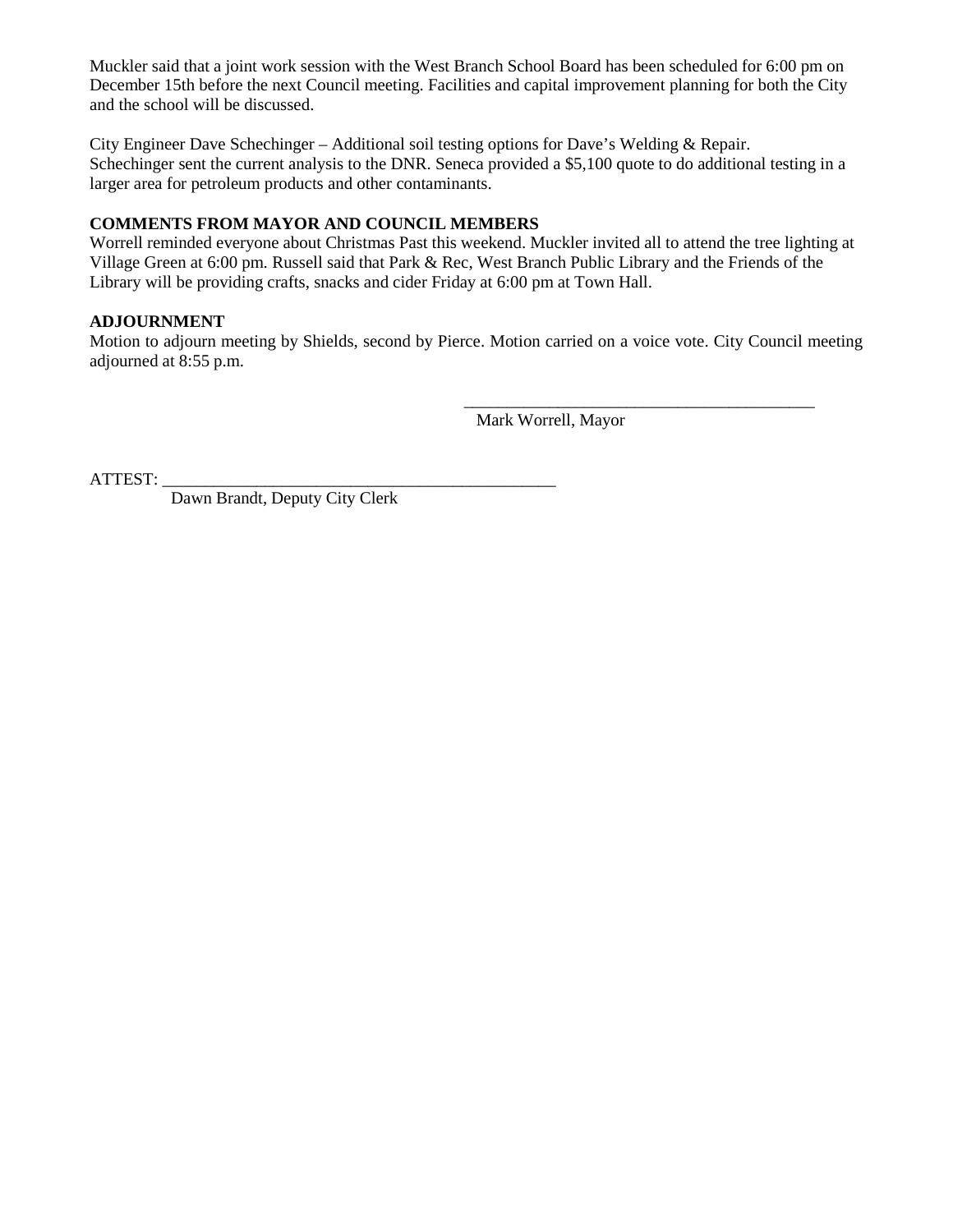Muckler said that a joint work session with the West Branch School Board has been scheduled for 6:00 pm on December 15th before the next Council meeting. Facilities and capital improvement planning for both the City and the school will be discussed.

City Engineer Dave Schechinger – Additional soil testing options for Dave's Welding & Repair.
Schechinger sent the current analysis to the DNR. Seneca provided a $5,100 quote to do additional testing in a larger area for petroleum products and other contaminants.

**COMMENTS FROM MAYOR AND COUNCIL MEMBERS**
Worrell reminded everyone about Christmas Past this weekend. Muckler invited all to attend the tree lighting at Village Green at 6:00 pm. Russell said that Park & Rec, West Branch Public Library and the Friends of the Library will be providing crafts, snacks and cider Friday at 6:00 pm at Town Hall.

**ADJOURNMENT**
Motion to adjourn meeting by Shields, second by Pierce. Motion carried on a voice vote. City Council meeting adjourned at 8:55 p.m.

\_\_\_\_\_\_\_\_\_\_\_\_\_\_\_\_\_\_\_\_\_\_\_\_\_\_\_\_\_\_\_\_\_\_\_\_\_\_\_\_\_\_\_
Mark Worrell, Mayor

ATTEST: \_\_\_\_\_\_\_\_\_\_\_\_\_\_\_\_\_\_\_\_\_\_\_\_\_\_\_\_\_\_\_\_\_\_\_\_\_\_\_\_\_\_\_\_\_\_\_
Dawn Brandt, Deputy City Clerk